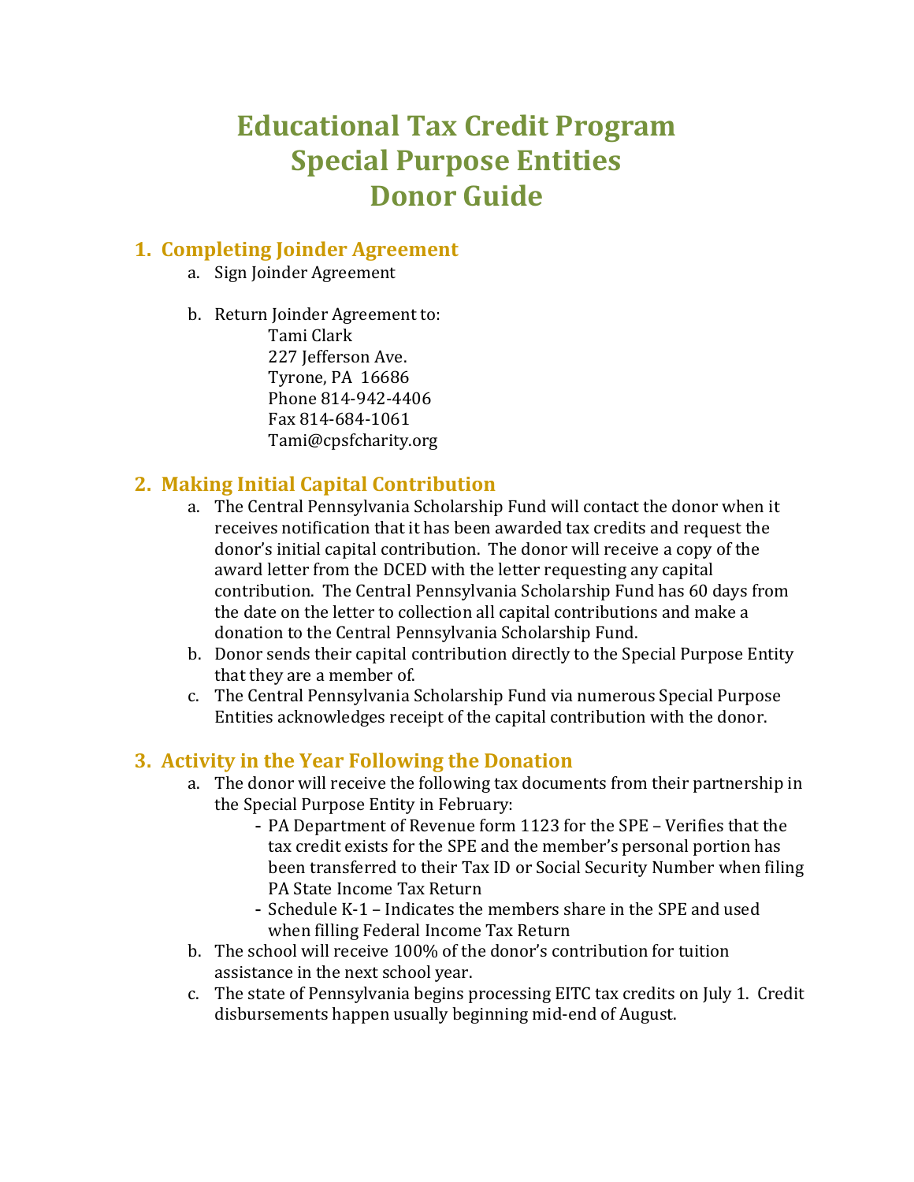# Educational Tax Credit Program
# Special Purpose Entities
# Donor Guide

## 1. Completing Joinder Agreement

a. Sign Joinder Agreement

b. Return Joinder Agreement to:
   Tami Clark
   227 Jefferson Ave.
   Tyrone, PA 16686
   Phone 814-942-4406
   Fax 814-684-1061
   Tami@cpsfcharity.org

## 2. Making Initial Capital Contribution

a. The Central Pennsylvania Scholarship Fund will contact the donor when it receives notification that it has been awarded tax credits and request the donor's initial capital contribution. The donor will receive a copy of the award letter from the DCED with the letter requesting any capital contribution. The Central Pennsylvania Scholarship Fund has 60 days from the date on the letter to collection all capital contributions and make a donation to the Central Pennsylvania Scholarship Fund.

b. Donor sends their capital contribution directly to the Special Purpose Entity that they are a member of.

c. The Central Pennsylvania Scholarship Fund via numerous Special Purpose Entities acknowledges receipt of the capital contribution with the donor.

## 3. Activity in the Year Following the Donation

a. The donor will receive the following tax documents from their partnership in the Special Purpose Entity in February:
   - PA Department of Revenue form 1123 for the SPE – Verifies that the tax credit exists for the SPE and the member's personal portion has been transferred to their Tax ID or Social Security Number when filing PA State Income Tax Return
   - Schedule K-1 – Indicates the members share in the SPE and used when filling Federal Income Tax Return

b. The school will receive 100% of the donor's contribution for tuition assistance in the next school year.

c. The state of Pennsylvania begins processing EITC tax credits on July 1. Credit disbursements happen usually beginning mid-end of August.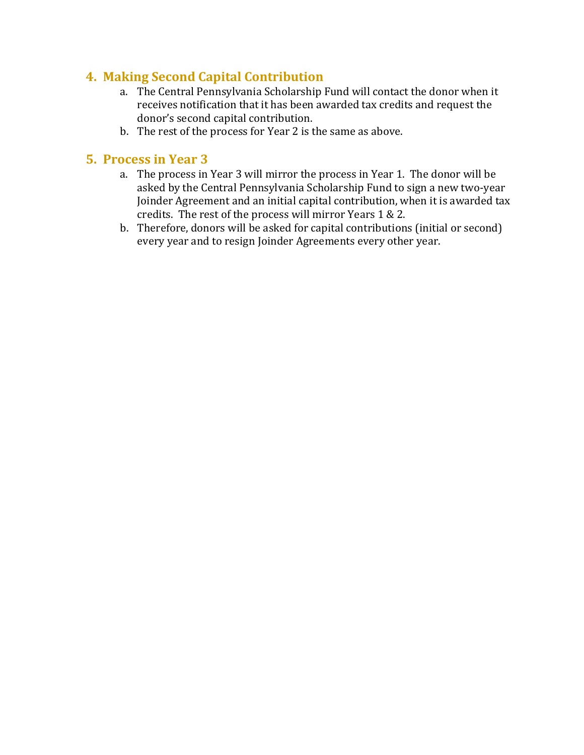## 4. Making Second Capital Contribution

a. The Central Pennsylvania Scholarship Fund will contact the donor when it receives notification that it has been awarded tax credits and request the donor's second capital contribution.
b. The rest of the process for Year 2 is the same as above.

## 5. Process in Year 3

a. The process in Year 3 will mirror the process in Year 1. The donor will be asked by the Central Pennsylvania Scholarship Fund to sign a new two-year Joinder Agreement and an initial capital contribution, when it is awarded tax credits. The rest of the process will mirror Years 1 & 2.
b. Therefore, donors will be asked for capital contributions (initial or second) every year and to resign Joinder Agreements every other year.